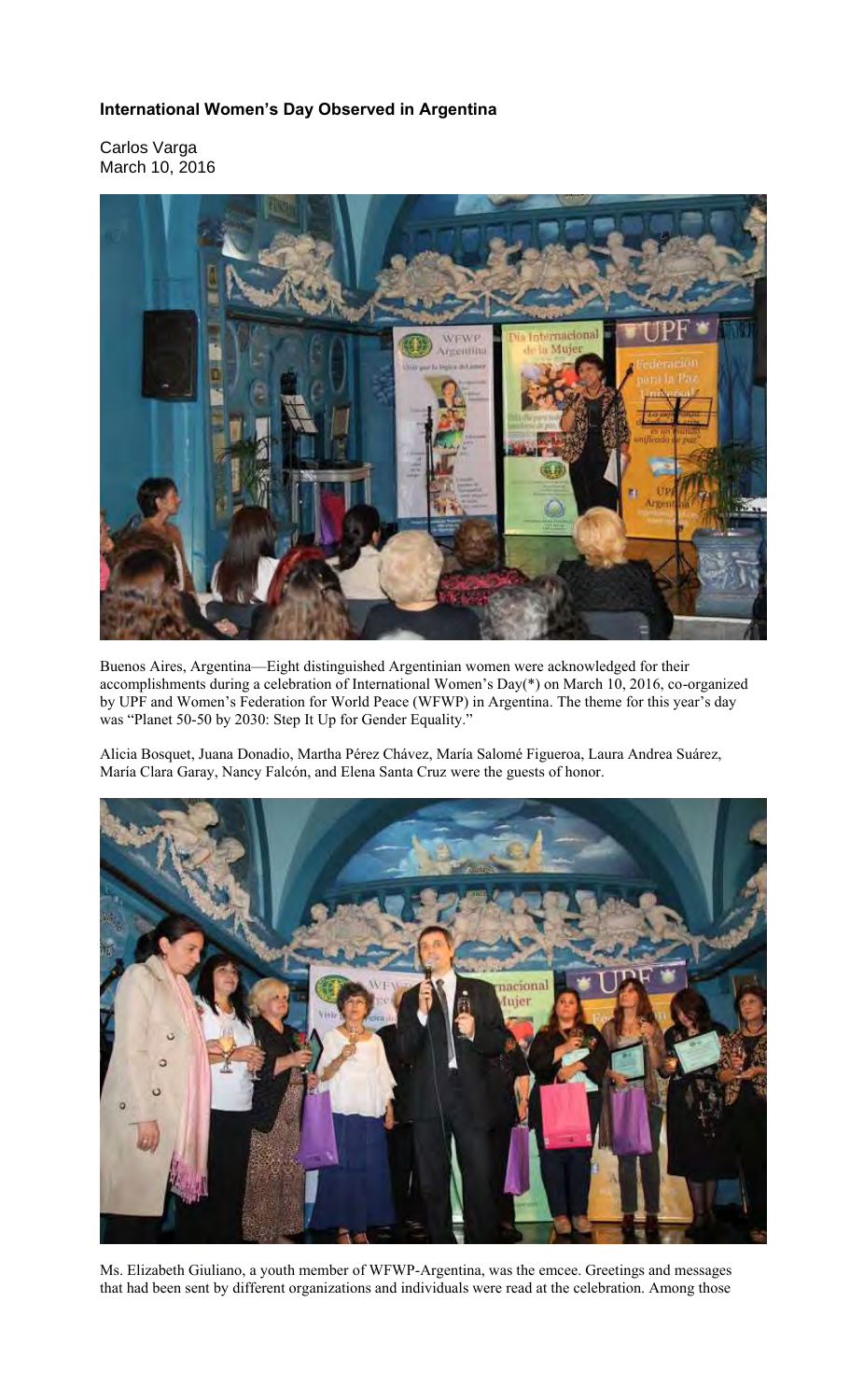# International Women's Day Observed in Argentina

Carlos Varga
March 10, 2016

Buenos Aires, Argentina—Eight distinguished Argentinian women were acknowledged for their accomplishments during a celebration of International Women's Day(*) on March 10, 2016, co-organized by UPF and Women's Federation for World Peace (WFWP) in Argentina. The theme for this year's day was "Planet 50-50 by 2030: Step It Up for Gender Equality."

Alicia Bosquet, Juana Donadio, Martha Pérez Chávez, María Salomé Figueroa, Laura Andrea Suárez, María Clara Garay, Nancy Falcón, and Elena Santa Cruz were the guests of honor.

Ms. Elizabeth Giuliano, a youth member of WFWP-Argentina, was the emcee. Greetings and messages that had been sent by different organizations and individuals were read at the celebration. Among those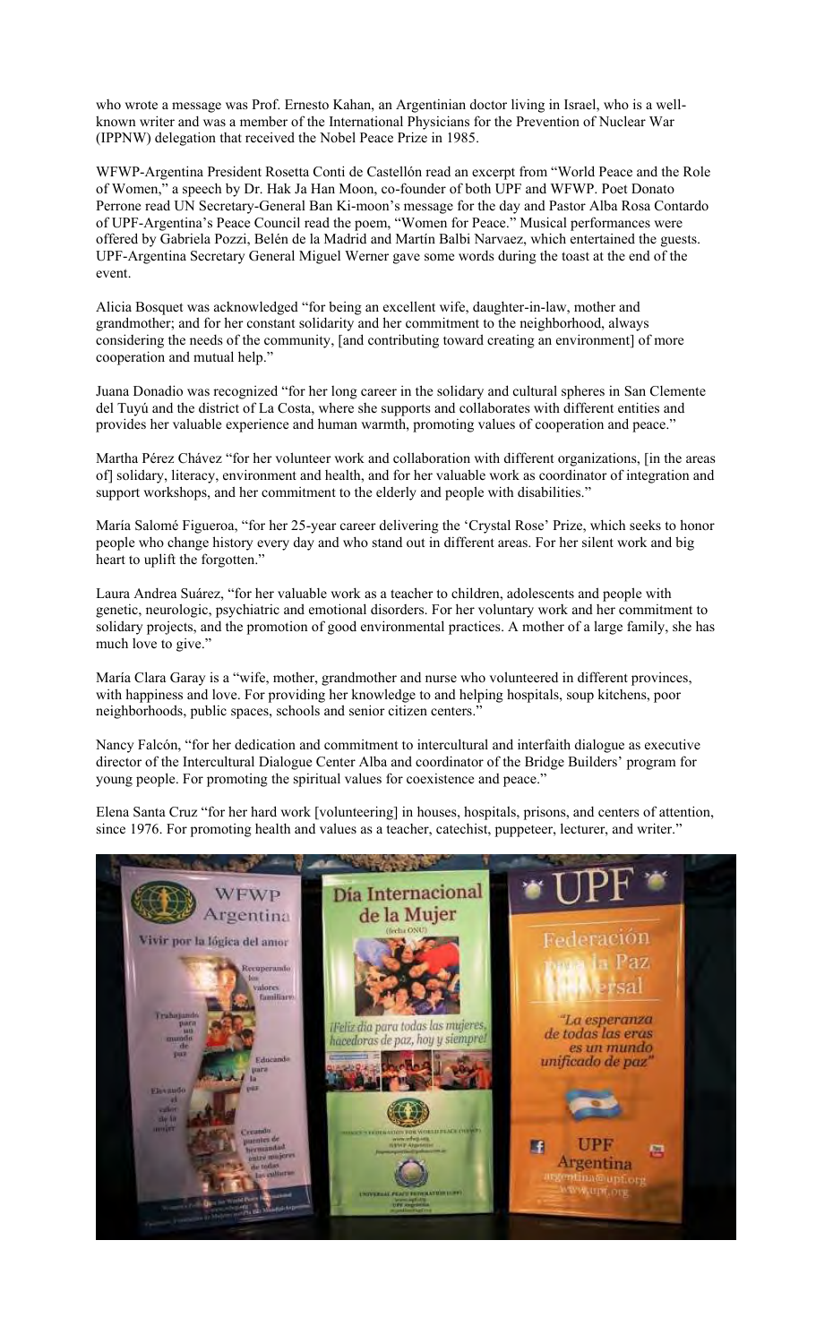who wrote a message was Prof. Ernesto Kahan, an Argentinian doctor living in Israel, who is a well-known writer and was a member of the International Physicians for the Prevention of Nuclear War (IPPNW) delegation that received the Nobel Peace Prize in 1985.

WFWP-Argentina President Rosetta Conti de Castellón read an excerpt from "World Peace and the Role of Women," a speech by Dr. Hak Ja Han Moon, co-founder of both UPF and WFWP. Poet Donato Perrone read UN Secretary-General Ban Ki-moon's message for the day and Pastor Alba Rosa Contardo of UPF-Argentina's Peace Council read the poem, "Women for Peace." Musical performances were offered by Gabriela Pozzi, Belén de la Madrid and Martín Balbi Narvaez, which entertained the guests. UPF-Argentina Secretary General Miguel Werner gave some words during the toast at the end of the event.

Alicia Bosquet was acknowledged "for being an excellent wife, daughter-in-law, mother and grandmother; and for her constant solidarity and her commitment to the neighborhood, always considering the needs of the community, [and contributing toward creating an environment] of more cooperation and mutual help."

Juana Donadio was recognized "for her long career in the solidary and cultural spheres in San Clemente del Tuyú and the district of La Costa, where she supports and collaborates with different entities and provides her valuable experience and human warmth, promoting values of cooperation and peace."

Martha Pérez Chávez "for her volunteer work and collaboration with different organizations, [in the areas of] solidary, literacy, environment and health, and for her valuable work as coordinator of integration and support workshops, and her commitment to the elderly and people with disabilities."

María Salomé Figueroa, "for her 25-year career delivering the 'Crystal Rose' Prize, which seeks to honor people who change history every day and who stand out in different areas. For her silent work and big heart to uplift the forgotten."

Laura Andrea Suárez, "for her valuable work as a teacher to children, adolescents and people with genetic, neurologic, psychiatric and emotional disorders. For her voluntary work and her commitment to solidary projects, and the promotion of good environmental practices. A mother of a large family, she has much love to give."

María Clara Garay is a "wife, mother, grandmother and nurse who volunteered in different provinces, with happiness and love. For providing her knowledge to and helping hospitals, soup kitchens, poor neighborhoods, public spaces, schools and senior citizen centers."

Nancy Falcón, "for her dedication and commitment to intercultural and interfaith dialogue as executive director of the Intercultural Dialogue Center Alba and coordinator of the Bridge Builders' program for young people. For promoting the spiritual values for coexistence and peace."

Elena Santa Cruz "for her hard work [volunteering] in houses, hospitals, prisons, and centers of attention, since 1976. For promoting health and values as a teacher, catechist, puppeteer, lecturer, and writer."